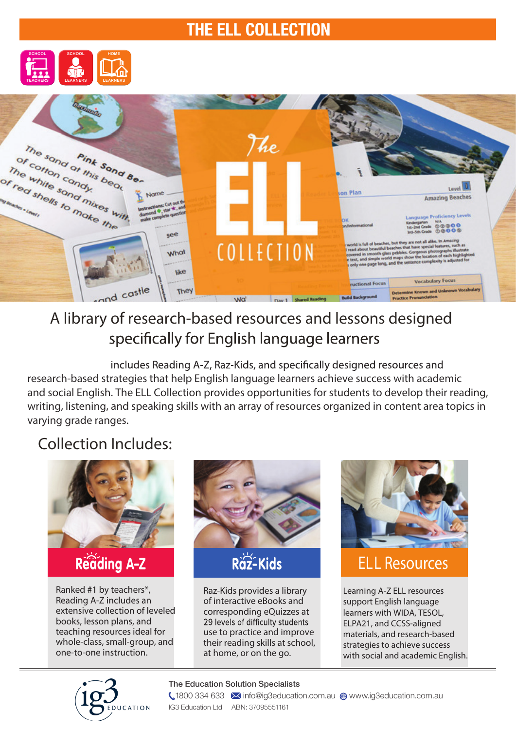# THE ELL COLLECTION

SCHOOL TEACHERS | SCHOOL LEARNERS | HOME LEARNERS

## A library of research-based resources and lessons designed specifically for English language learners

includes Reading A-Z, Raz-Kids, and specifically designed resources and research-based strategies that help English language learners achieve success with academic and social English. The ELL Collection provides opportunities for students to develop their reading, writing, listening, and speaking skills with an array of resources organized in content area topics in varying grade ranges.

## Collection Includes:

### Reading A-Z

Ranked #1 by teachers*, Reading A-Z includes an extensive collection of leveled books, lesson plans, and teaching resources ideal for whole-class, small-group, and one-to-one instruction.

### Raz-Kids

Raz-Kids provides a library of interactive eBooks and corresponding eQuizzes at 29 levels of difficulty students use to practice and improve their reading skills at school, at home, or on the go.

### ELL Resources

Learning A-Z ELL resources support English language learners with WIDA, TESOL, ELPA21, and CCSS-aligned materials, and research-based strategies to achieve success with social and academic English.

ig3 EDUCATION

The Education Solution Specialists

1800 334 633 | info@ig3education.com.au | www.ig3education.com.au

IG3 Education Ltd ABN: 37095551161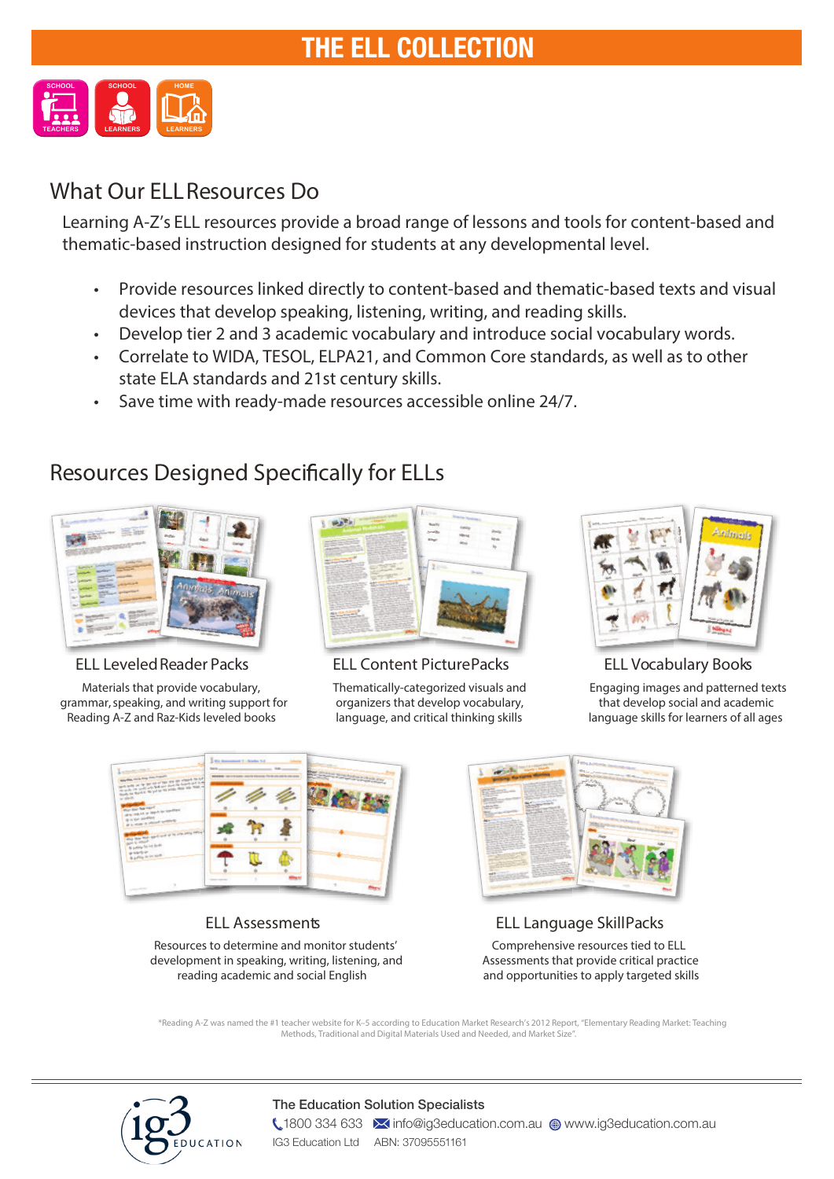# THE ELL COLLECTION

SCHOOL TEACHERS | SCHOOL LEARNERS | HOME LEARNERS

## What Our ELL Resources Do

Learning A-Z's ELL resources provide a broad range of lessons and tools for content-based and thematic-based instruction designed for students at any developmental level.

- Provide resources linked directly to content-based and thematic-based texts and visual devices that develop speaking, listening, writing, and reading skills.
- Develop tier 2 and 3 academic vocabulary and introduce social vocabulary words.
- Correlate to WIDA, TESOL, ELPA21, and Common Core standards, as well as to other state ELA standards and 21st century skills.
- Save time with ready-made resources accessible online 24/7.

## Resources Designed Specifically for ELLs

### ELL Leveled Reader Packs

Materials that provide vocabulary, grammar, speaking, and writing support for Reading A-Z and Raz-Kids leveled books

### ELL Content Picture Packs

Thematically-categorized visuals and organizers that develop vocabulary, language, and critical thinking skills

### ELL Vocabulary Books

Engaging images and patterned texts that develop social and academic language skills for learners of all ages

### ELL Assessments

Resources to determine and monitor students' development in speaking, writing, listening, and reading academic and social English

### ELL Language Skill Packs

Comprehensive resources tied to ELL Assessments that provide critical practice and opportunities to apply targeted skills

*Reading A-Z was named the #1 teacher website for K–5 according to Education Market Research's 2012 Report, "Elementary Reading Market: Teaching Methods, Traditional and Digital Materials Used and Needed, and Market Size".

ig3 EDUCATION

**The Education Solution Specialists**

1800 334 633 info@ig3education.com.au www.ig3education.com.au

IG3 Education Ltd ABN: 37095551161